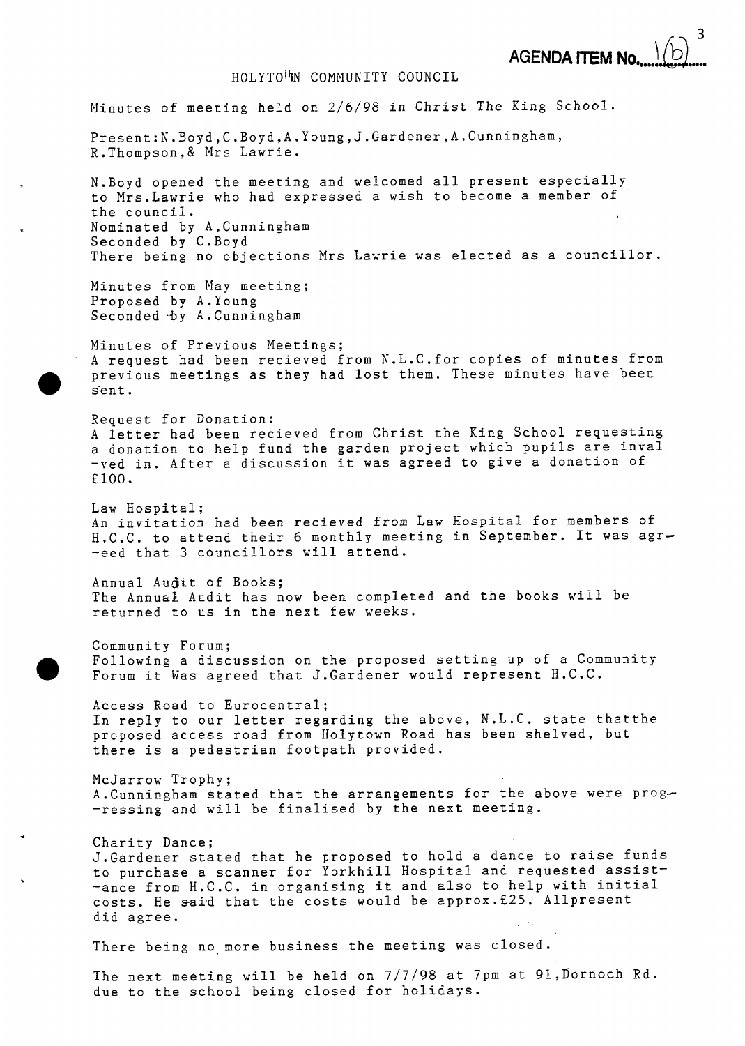AGENDA ITEM No. 1(b)

# HOLYTOWN COMMUNITY COUNCIL

Minutes of meeting held on 2/6/98 in Christ The King School.

Present:N.Boyd,C.Boyd,A.Young,J.Gardener,A.Cunningham, R.Thompson,& Mrs Lawrie.

N.Boyd opened the meeting and welcomed all present especially to Mrs.Lawrie who had expressed a wish to become a member of the council.
Nominated by A.Cunningham
Seconded by C.Boyd
There being no objections Mrs Lawrie was elected as a councillor.

Minutes from May meeting;
Proposed by A.Young
Seconded by A.Cunningham

Minutes of Previous Meetings;
A request had been recieved from N.L.C.for copies of minutes from previous meetings as they had lost them. These minutes have been sent.

Request for Donation:
A letter had been recieved from Christ the King School requesting a donation to help fund the garden project which pupils are inval -ved in. After a discussion it was agreed to give a donation of £100.

Law Hospital;
An invitation had been recieved from Law Hospital for members of H.C.C. to attend their 6 monthly meeting in September. It was agr- -eed that 3 councillors will attend.

Annual Audit of Books;
The Annual Audit has now been completed and the books will be returned to us in the next few weeks.

Community Forum;
Following a discussion on the proposed setting up of a Community Forum it Was agreed that J.Gardener would represent H.C.C.

Access Road to Eurocentral;
In reply to our letter regarding the above, N.L.C. state thatthe proposed access road from Holytown Road has been shelved, but there is a pedestrian footpath provided.

McJarrow Trophy;
A.Cunningham stated that the arrangements for the above were prog- -ressing and will be finalised by the next meeting.

Charity Dance;
J.Gardener stated that he proposed to hold a dance to raise funds to purchase a scanner for Yorkhill Hospital and requested assist- -ance from H.C.C. in organising it and also to help with initial costs. He said that the costs would be approx.£25. Allpresent did agree.

There being no more business the meeting was closed.

The next meeting will be held on 7/7/98 at 7pm at 91,Dornoch Rd. due to the school being closed for holidays.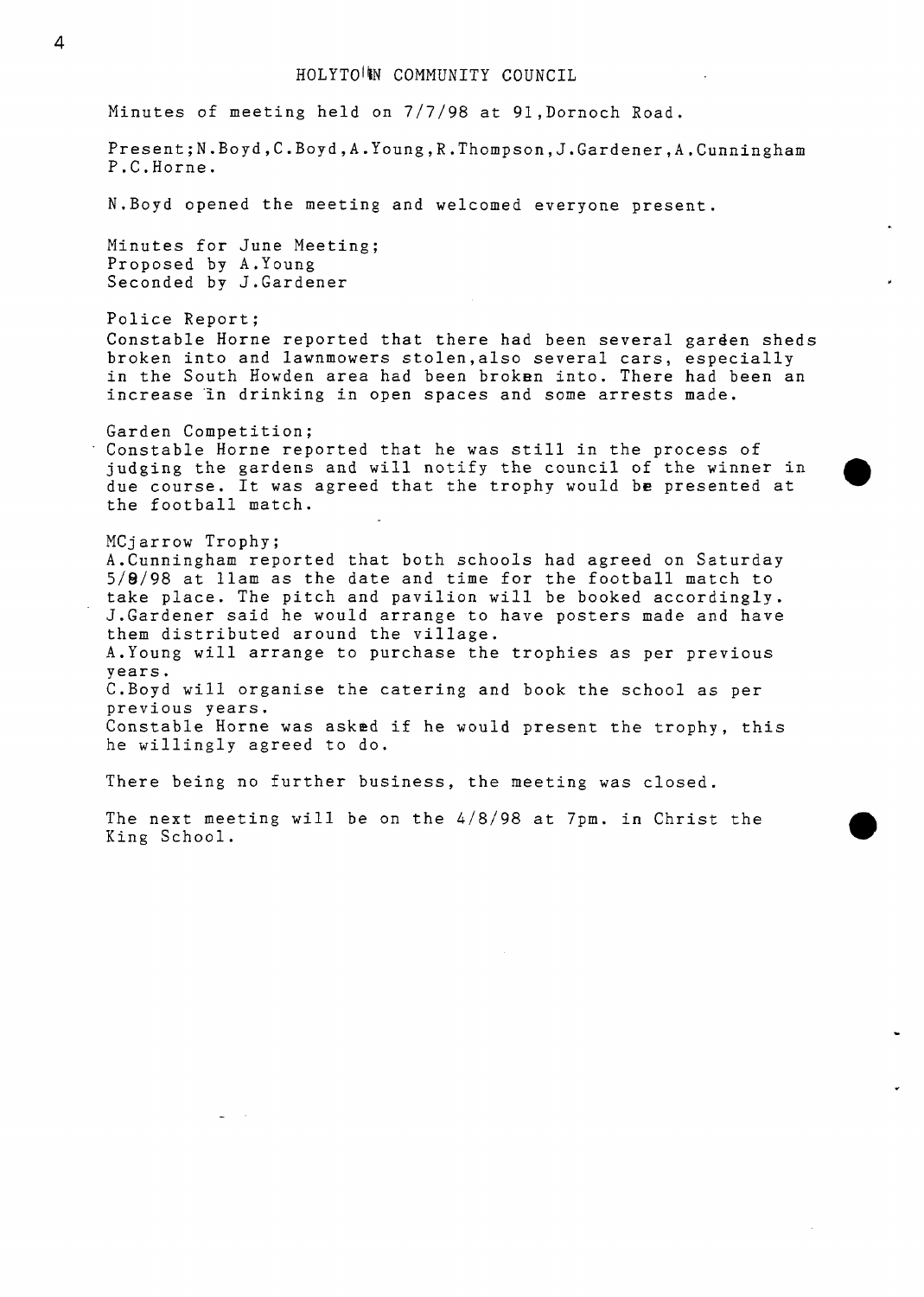# HOLYTOWN COMMUNITY COUNCIL

Minutes of meeting held on 7/7/98 at 91,Dornoch Road.

Present;N.Boyd,C.Boyd,A.Young,R.Thompson,J.Gardener,A.Cunningham P.C.Horne.

N.Boyd opened the meeting and welcomed everyone present.

Minutes for June Meeting;
Proposed by A.Young
Seconded by J.Gardener

Police Report;
Constable Horne reported that there had been several garden sheds broken into and lawnmowers stolen,also several cars, especially in the South Howden area had been broken into. There had been an increase in drinking in open spaces and some arrests made.

Garden Competition;
Constable Horne reported that he was still in the process of judging the gardens and will notify the council of the winner in due course. It was agreed that the trophy would be presented at the football match.

MCjarrow Trophy;
A.Cunningham reported that both schools had agreed on Saturday 5/9/98 at 11am as the date and time for the football match to take place. The pitch and pavilion will be booked accordingly.
J.Gardener said he would arrange to have posters made and have them distributed around the village.
A.Young will arrange to purchase the trophies as per previous years.
C.Boyd will organise the catering and book the school as per previous years.
Constable Horne was asked if he would present the trophy, this he willingly agreed to do.

There being no further business, the meeting was closed.

The next meeting will be on the 4/8/98 at 7pm. in Christ the King School.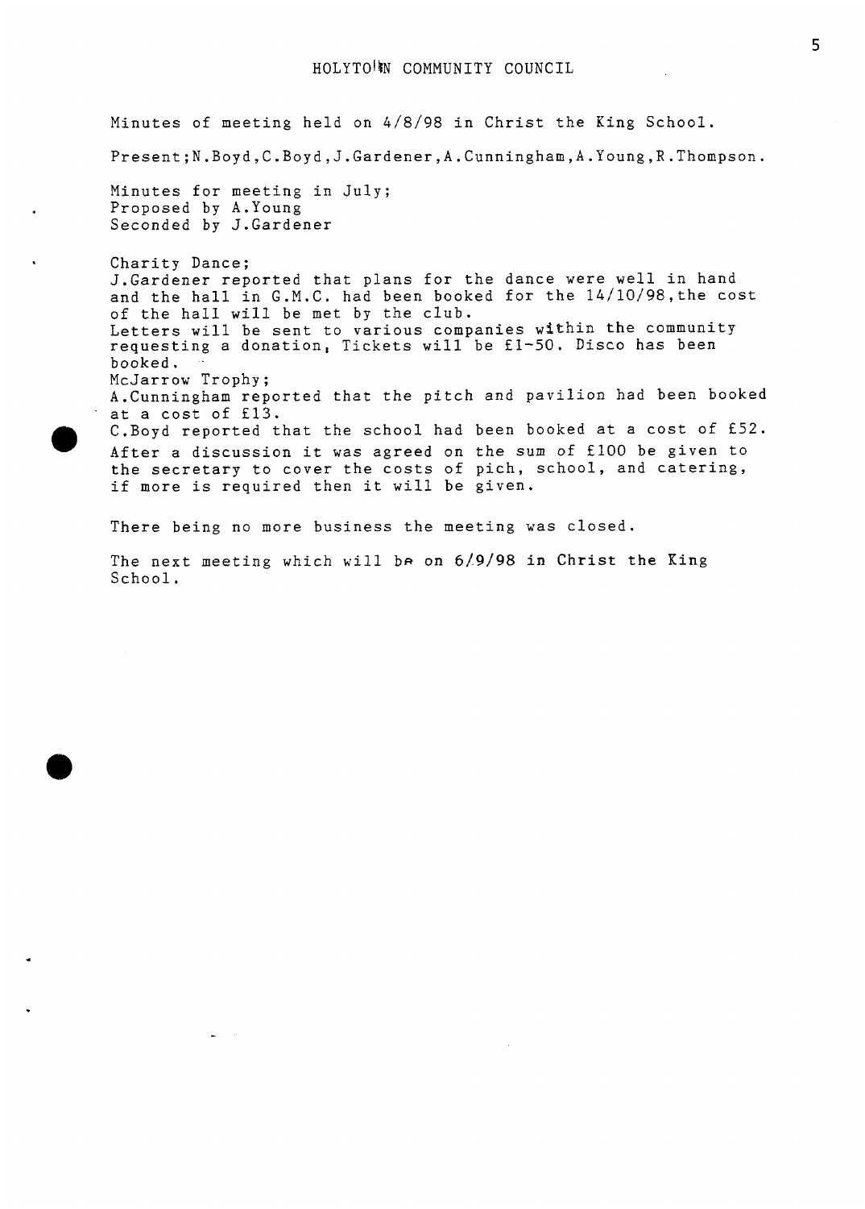# HOLYTOWN COMMUNITY COUNCIL

Minutes of meeting held on 4/8/98 in Christ the King School.

Present;N.Boyd,C.Boyd,J.Gardener,A.Cunningham,A.Young,R.Thompson.

Minutes for meeting in July;
Proposed by A.Young
Seconded by J.Gardener

Charity Dance;
J.Gardener reported that plans for the dance were well in hand and the hall in G.M.C. had been booked for the 14/10/98,the cost of the hall will be met by the club.
Letters will be sent to various companies within the community requesting a donation, Tickets will be £1-50. Disco has been booked.
McJarrow Trophy;
A.Cunningham reported that the pitch and pavilion had been booked at a cost of £13.
C.Boyd reported that the school had been booked at a cost of £52.
After a discussion it was agreed on the sum of £100 be given to the secretary to cover the costs of pich, school, and catering, if more is required then it will be given.

There being no more business the meeting was closed.

The next meeting which will be on 6/9/98 in Christ the King School.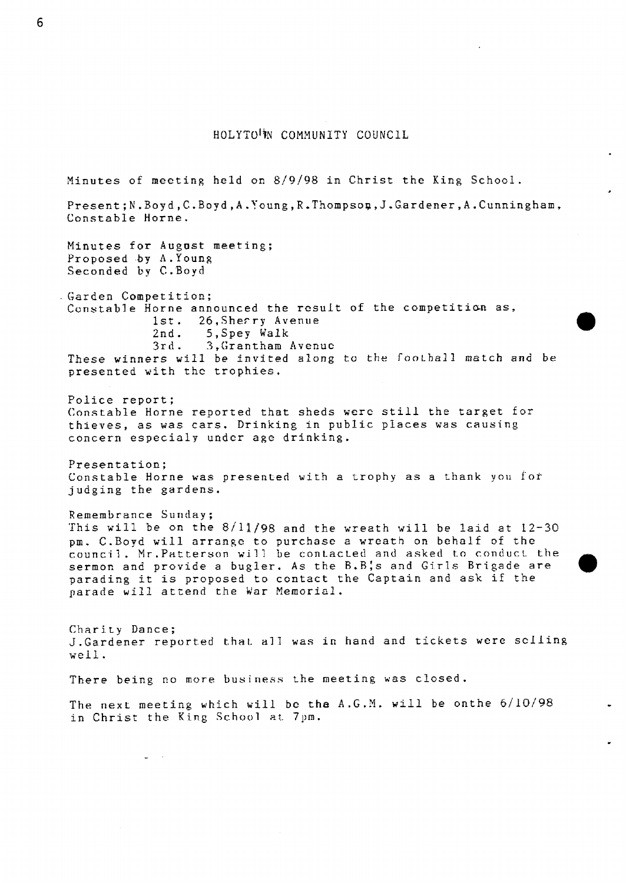# HOLYTOWN COMMUNITY COUNCIL

Minutes of meeting held on 8/9/98 in Christ the King School.

Present;N.Boyd,C.Boyd,A.Young,R.Thompson,J.Gardener,A.Cunningham, Constable Horne.

Minutes for August meeting;
Proposed by A.Young
Seconded by C.Boyd

Garden Competition;
Constable Horne announced the result of the competition as,

1st. 26,Sherry Avenue
2nd. 5,Spey Walk
3rd. 3,Grantham Avenue

These winners will be invited along to the football match and be presented with the trophies.

Police report;
Constable Horne reported that sheds were still the target for thieves, as was cars. Drinking in public places was causing concern especialy under age drinking.

Presentation;
Constable Horne was presented with a trophy as a thank you for judging the gardens.

Remembrance Sunday;
This will be on the 8/11/98 and the wreath will be laid at 12-30 pm. C.Boyd will arrange to purchase a wreath on behalf of the council. Mr.Patterson will be contacted and asked to conduct the sermon and provide a bugler. As the B.B;s and Girls Brigade are parading it is proposed to contact the Captain and ask if the parade will attend the War Memorial.

Charity Dance;
J.Gardener reported that all was in hand and tickets were selling well.

There being no more business the meeting was closed.

The next meeting which will be the A.G.M. will be onthe 6/10/98 in Christ the King School at 7pm.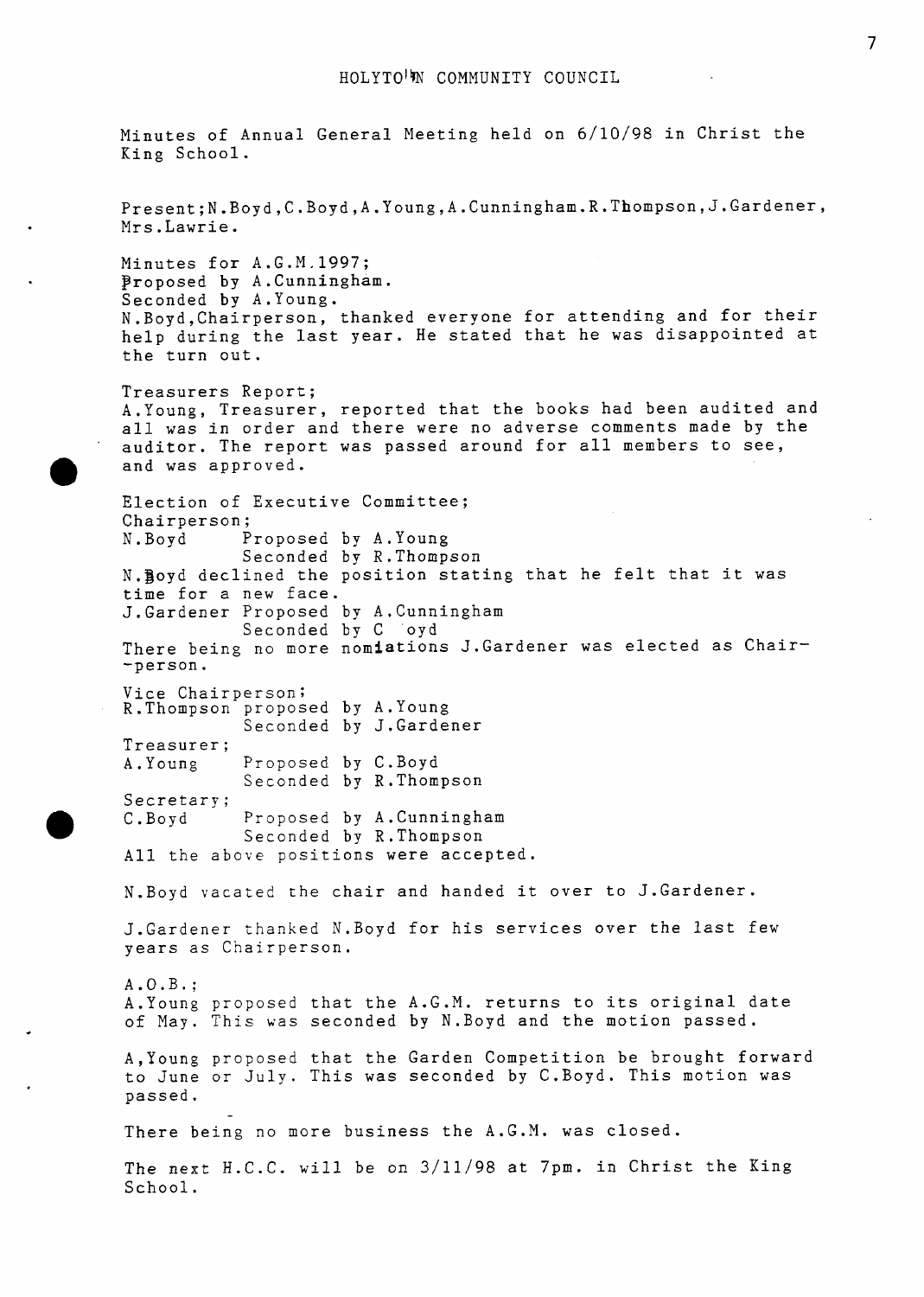# HOLYTOWN COMMUNITY COUNCIL

Minutes of Annual General Meeting held on 6/10/98 in Christ the King School.

Present;N.Boyd,C.Boyd,A.Young,A.Cunningham.R.Thompson,J.Gardener, Mrs.Lawrie.

Minutes for A.G.M.1997;
Proposed by A.Cunningham.
Seconded by A.Young.
N.Boyd,Chairperson, thanked everyone for attending and for their help during the last year. He stated that he was disappointed at the turn out.

Treasurers Report;
A.Young, Treasurer, reported that the books had been audited and all was in order and there were no adverse comments made by the auditor. The report was passed around for all members to see, and was approved.

Election of Executive Committee;
Chairperson;
N.Boyd Proposed by A.Young
Seconded by R.Thompson
N.Boyd declined the position stating that he felt that it was time for a new face.
J.Gardener Proposed by A.Cunningham
Seconded by C oyd
There being no more nomiations J.Gardener was elected as Chair- -person.

Vice Chairperson;
R.Thompson proposed by A.Young
Seconded by J.Gardener
Treasurer;
A.Young Proposed by C.Boyd
Seconded by R.Thompson
Secretary;
C.Boyd Proposed by A.Cunningham
Seconded by R.Thompson
All the above positions were accepted.

N.Boyd vacated the chair and handed it over to J.Gardener.

J.Gardener thanked N.Boyd for his services over the last few years as Chairperson.

A.O.B.;
A.Young proposed that the A.G.M. returns to its original date of May. This was seconded by N.Boyd and the motion passed.

A,Young proposed that the Garden Competition be brought forward to June or July. This was seconded by C.Boyd. This motion was passed.

There being no more business the A.G.M. was closed.

The next H.C.C. will be on 3/11/98 at 7pm. in Christ the King School.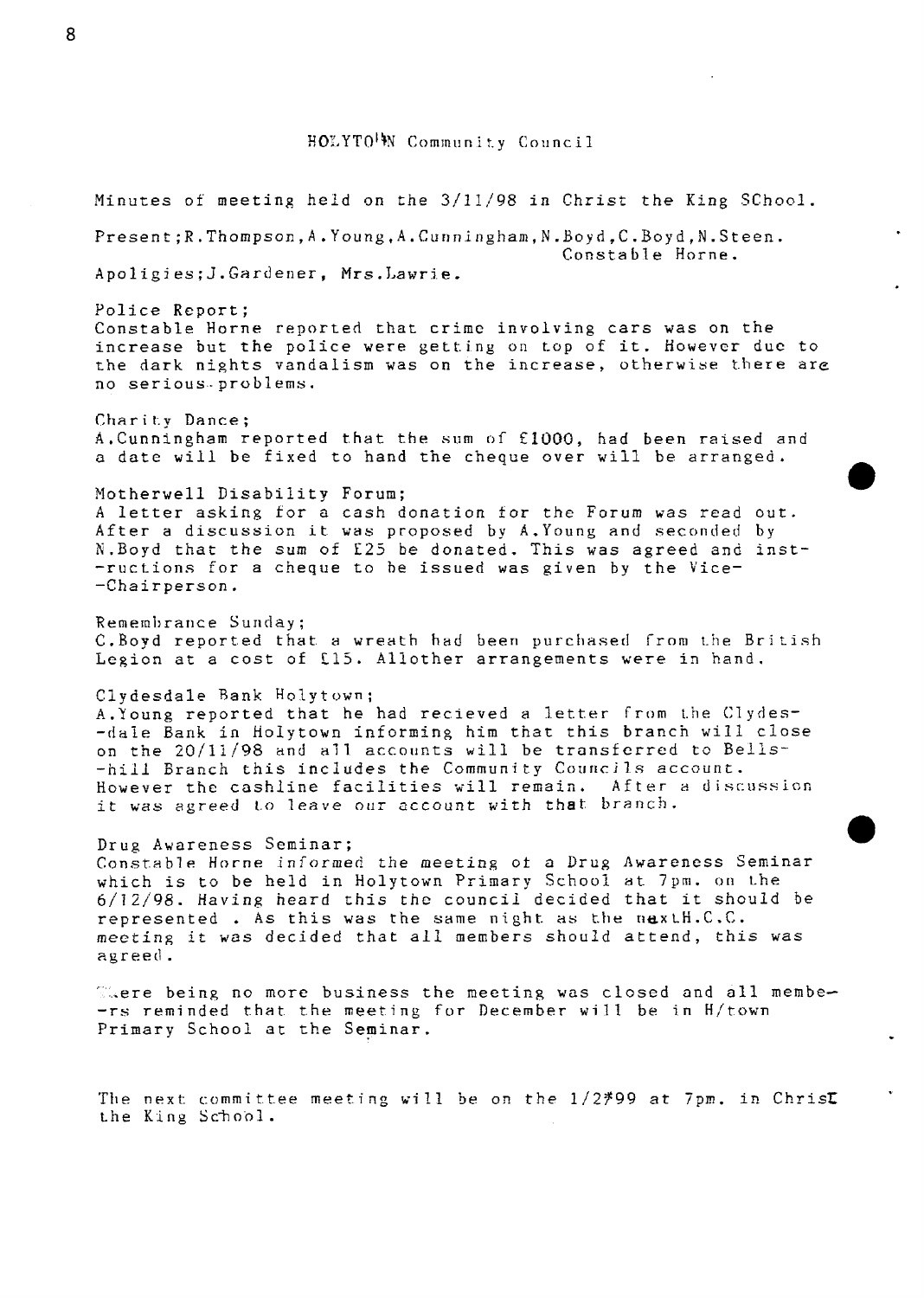# HOLYTOWN Community Council

Minutes of meeting held on the 3/11/98 in Christ the King SChool.

Present;R.Thompson,A.Young,A.Cunningham,N.Boyd,C.Boyd,N.Steen. Constable Horne.

Apoligies;J.Gardener, Mrs.Lawrie.

**Police Report;**
Constable Horne reported that crime involving cars was on the increase but the police were getting on top of it. However due to the dark nights vandalism was on the increase, otherwise there are no serious problems.

**Charity Dance;**
A.Cunningham reported that the sum of £1000, had been raised and a date will be fixed to hand the cheque over will be arranged.

**Motherwell Disability Forum;**
A letter asking for a cash donation for the Forum was read out. After a discussion it was proposed by A.Young and seconded by N.Boyd that the sum of £25 be donated. This was agreed and instructions for a cheque to be issued was given by the Vice-Chairperson.

**Remembrance Sunday;**
C.Boyd reported that a wreath had been purchased from the British Legion at a cost of £15. Allother arrangements were in hand.

**Clydesdale Bank Holytown;**
A.Young reported that he had recieved a letter from the Clydesdale Bank in Holytown informing him that this branch will close on the 20/11/98 and all accounts will be transferred to Bellshill Branch this includes the Community Councils account. However the cashline facilities will remain. After a discussion it was agreed to leave our account with that branch.

**Drug Awareness Seminar;**
Constable Horne informed the meeting of a Drug Awareness Seminar which is to be held in Holytown Primary School at 7pm. on the 6/12/98. Having heard this the council decided that it should be represented . As this was the same night as the nextH.C.C. meeting it was decided that all members should attend, this was agreed.

There being no more business the meeting was closed and all members reminded that the meeting for December will be in H/town Primary School at the Seminar.

The next committee meeting will be on the 1/2#99 at 7pm. in Christ the King School.